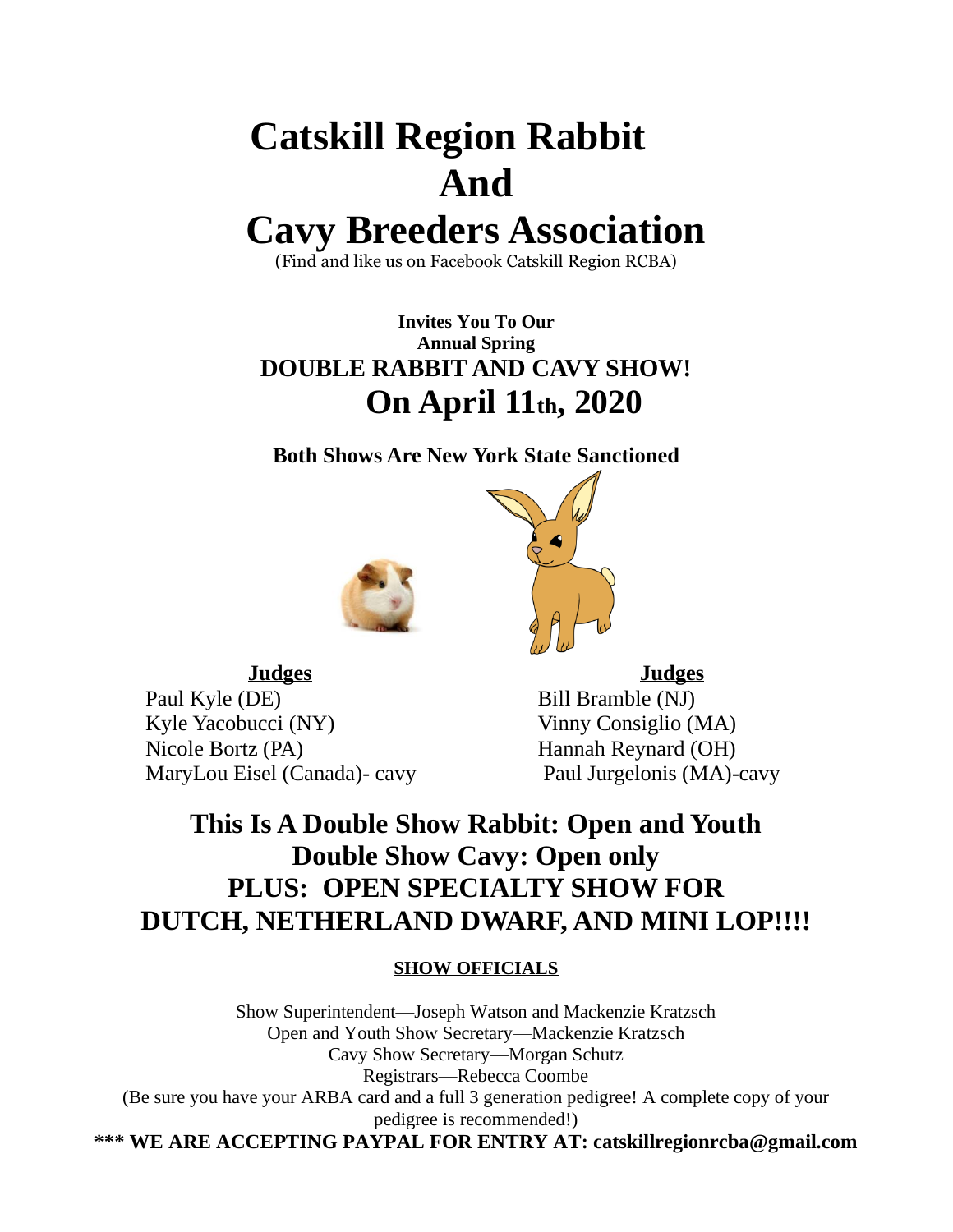# Catskill Region Rabbit And Cavy Breeders Association

(Find and like us on Facebook Catskill Region RCBA)

**Invites You To Our**
**Annual Spring**
**DOUBLE RABBIT AND CAVY SHOW!**
## On April 11th, 2020

**Both Shows Are New York State Sanctioned**

**Judges**

Paul Kyle (DE)
Kyle Yacobucci (NY)
Nicole Bortz (PA)
MaryLou Eisel (Canada)- cavy

**Judges**

Bill Bramble (NJ)
Vinny Consiglio (MA)
Hannah Reynard (OH)
Paul Jurgelonis (MA)-cavy

## This Is A Double Show Rabbit: Open and Youth
## Double Show Cavy: Open only
## PLUS: OPEN SPECIALTY SHOW FOR DUTCH, NETHERLAND DWARF, AND MINI LOP!!!!

**SHOW OFFICIALS**

Show Superintendent—Joseph Watson and Mackenzie Kratzsch
Open and Youth Show Secretary—Mackenzie Kratzsch
Cavy Show Secretary—Morgan Schutz
Registrars—Rebecca Coombe
(Be sure you have your ARBA card and a full 3 generation pedigree! A complete copy of your pedigree is recommended!)

**\*\*\* WE ARE ACCEPTING PAYPAL FOR ENTRY AT: catskillregionrcba@gmail.com**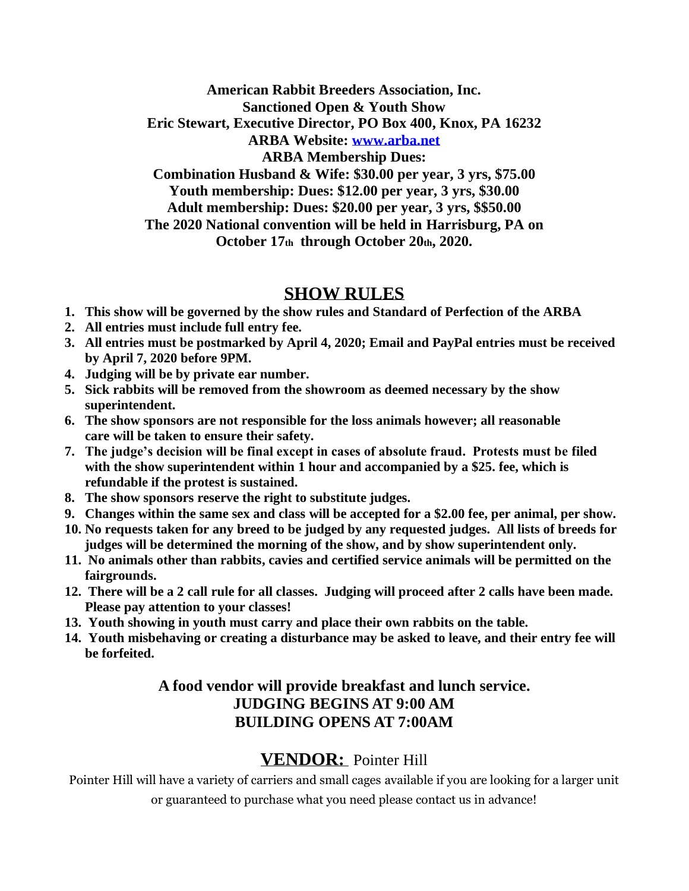**American Rabbit Breeders Association, Inc.**
**Sanctioned Open & Youth Show**
**Eric Stewart, Executive Director, PO Box 400, Knox, PA 16232**
**ARBA Website: [www.arba.net](http://www.arba.net)**
**ARBA Membership Dues:**
**Combination Husband & Wife: $30.00 per year, 3 yrs, $75.00**
**Youth membership: Dues: $12.00 per year, 3 yrs, $30.00**
**Adult membership: Dues: $20.00 per year, 3 yrs, $$50.00**
**The 2020 National convention will be held in Harrisburg, PA on October 17th through October 20th, 2020.**

## SHOW RULES

1. **This show will be governed by the show rules and Standard of Perfection of the ARBA**
2. **All entries must include full entry fee.**
3. **All entries must be postmarked by April 4, 2020; Email and PayPal entries must be received by April 7, 2020 before 9PM.**
4. **Judging will be by private ear number.**
5. **Sick rabbits will be removed from the showroom as deemed necessary by the show superintendent.**
6. **The show sponsors are not responsible for the loss animals however; all reasonable care will be taken to ensure their safety.**
7. **The judge's decision will be final except in cases of absolute fraud. Protests must be filed with the show superintendent within 1 hour and accompanied by a $25. fee, which is refundable if the protest is sustained.**
8. **The show sponsors reserve the right to substitute judges.**
9. **Changes within the same sex and class will be accepted for a $2.00 fee, per animal, per show.**
10. **No requests taken for any breed to be judged by any requested judges. All lists of breeds for judges will be determined the morning of the show, and by show superintendent only.**
11. **No animals other than rabbits, cavies and certified service animals will be permitted on the fairgrounds.**
12. **There will be a 2 call rule for all classes. Judging will proceed after 2 calls have been made. Please pay attention to your classes!**
13. **Youth showing in youth must carry and place their own rabbits on the table.**
14. **Youth misbehaving or creating a disturbance may be asked to leave, and their entry fee will be forfeited.**

**A food vendor will provide breakfast and lunch service.**
**JUDGING BEGINS AT 9:00 AM**
**BUILDING OPENS AT 7:00AM**

## VENDOR: Pointer Hill

Pointer Hill will have a variety of carriers and small cages available if you are looking for a larger unit or guaranteed to purchase what you need please contact us in advance!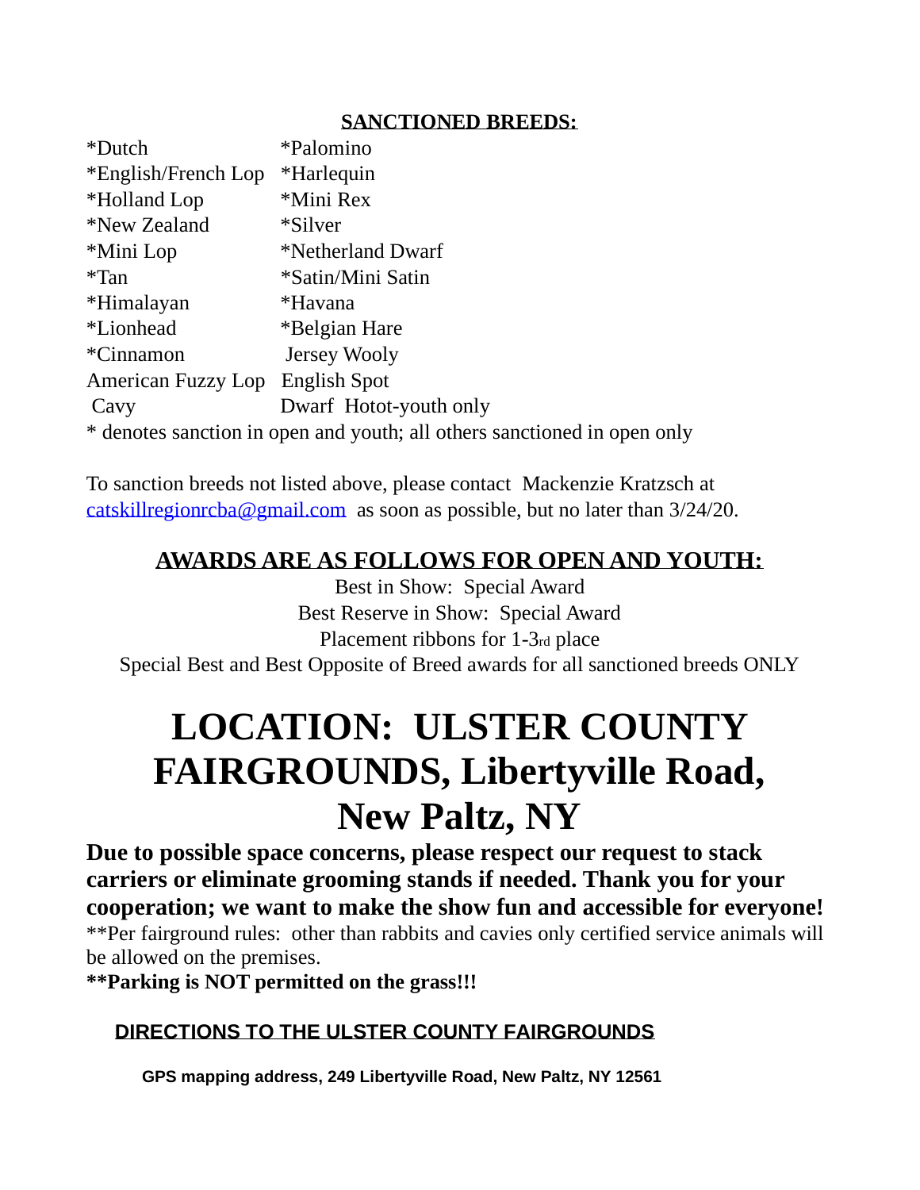## SANCTIONED BREEDS:

| | |
|---|---|
| *Dutch | *Palomino |
| *English/French Lop | *Harlequin |
| *Holland Lop | *Mini Rex |
| *New Zealand | *Silver |
| *Mini Lop | *Netherland Dwarf |
| *Tan | *Satin/Mini Satin |
| *Himalayan | *Havana |
| *Lionhead | *Belgian Hare |
| *Cinnamon | Jersey Wooly |
| American Fuzzy Lop | English Spot |
| Cavy | Dwarf Hotot-youth only |

* denotes sanction in open and youth; all others sanctioned in open only

To sanction breeds not listed above, please contact Mackenzie Kratzsch at [catskillregionrcba@gmail.com](mailto:catskillregionrcba@gmail.com) as soon as possible, but no later than 3/24/20.

## AWARDS ARE AS FOLLOWS FOR OPEN AND YOUTH:

Best in Show: Special Award

Best Reserve in Show: Special Award

Placement ribbons for 1-3rd place

Special Best and Best Opposite of Breed awards for all sanctioned breeds ONLY

# LOCATION: ULSTER COUNTY FAIRGROUNDS, Libertyville Road, New Paltz, NY

**Due to possible space concerns, please respect our request to stack carriers or eliminate grooming stands if needed. Thank you for your cooperation; we want to make the show fun and accessible for everyone!**

**Per fairground rules: other than rabbits and cavies only certified service animals will be allowed on the premises.

****Parking is NOT permitted on the grass!!!**

## DIRECTIONS TO THE ULSTER COUNTY FAIRGROUNDS

**GPS mapping address, 249 Libertyville Road, New Paltz, NY 12561**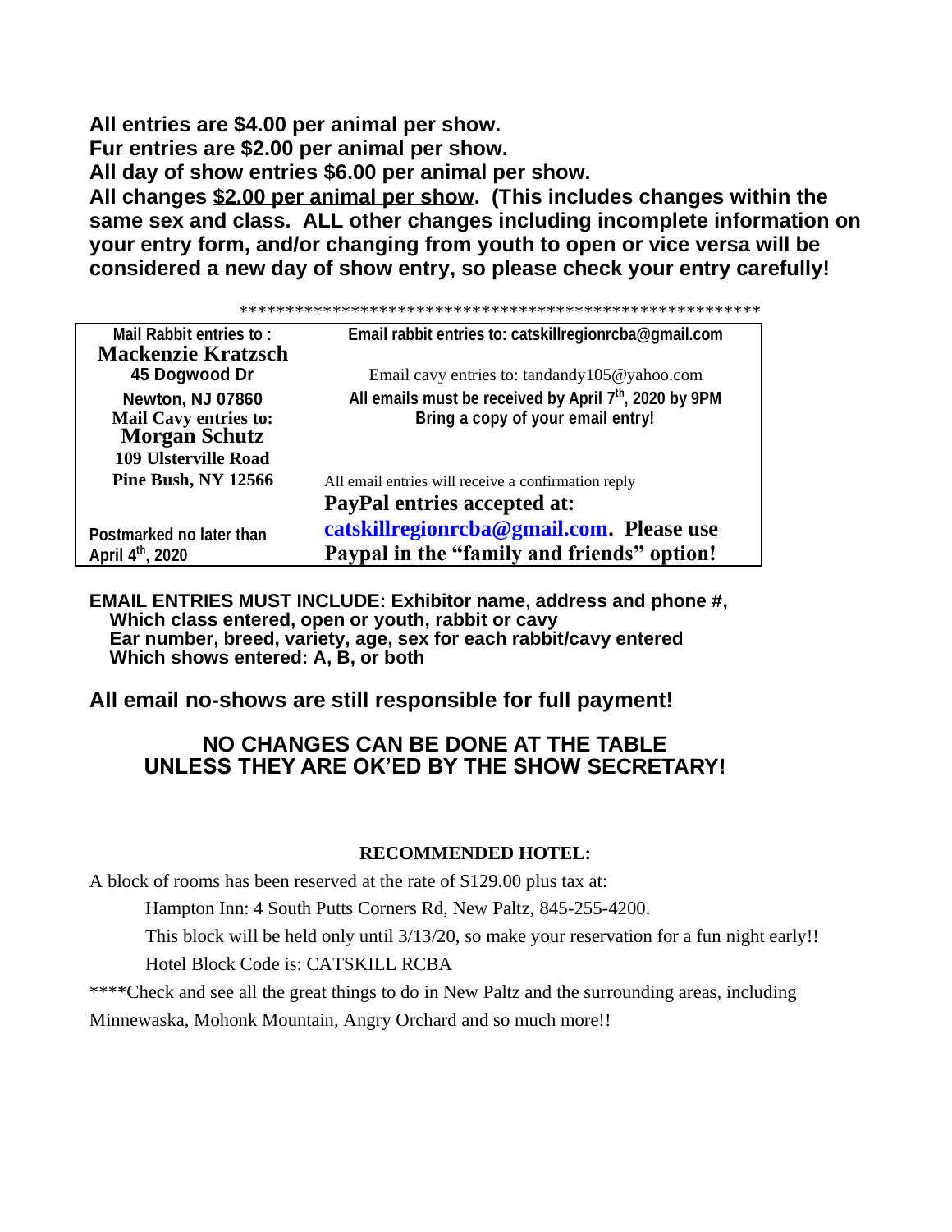**All entries are $4.00 per animal per show.**
**Fur entries are $2.00 per animal per show.**
**All day of show entries $6.00 per animal per show.**
**All changes <u>$2.00 per animal per show</u>. (This includes changes within the same sex and class. ALL other changes including incomplete information on your entry form, and/or changing from youth to open or vice versa will be considered a new day of show entry, so please check your entry carefully!**

*******************************************************

| Mail Rabbit entries to : | Email rabbit entries to: catskillregionrcba@gmail.com |
|---|---|
| **Mackenzie Kratzsch** | |
| **45 Dogwood Dr** | Email cavy entries to: tandandy105@yahoo.com |
| **Newton, NJ 07860** | **All emails must be received by April 7th, 2020 by 9PM** |
| **Mail Cavy entries to:** | **Bring a copy of your email entry!** |
| **Morgan Schutz** | |
| **109 Ulsterville Road** | |
| **Pine Bush, NY 12566** | All email entries will receive a confirmation reply |
| | **PayPal entries accepted at:** |
| Postmarked no later than | **catskillregionrcba@gmail.com. Please use** |
| April 4th, 2020 | **Paypal in the "family and friends" option!** |

**EMAIL ENTRIES MUST INCLUDE: Exhibitor name, address and phone #,**
**Which class entered, open or youth, rabbit or cavy**
**Ear number, breed, variety, age, sex for each rabbit/cavy entered**
**Which shows entered: A, B, or both**

**All email no-shows are still responsible for full payment!**

**NO CHANGES CAN BE DONE AT THE TABLE**
**UNLESS THEY ARE OK'ED BY THE SHOW SECRETARY!**

**RECOMMENDED HOTEL:**

A block of rooms has been reserved at the rate of $129.00 plus tax at:

Hampton Inn: 4 South Putts Corners Rd, New Paltz, 845-255-4200.

This block will be held only until 3/13/20, so make your reservation for a fun night early!!

Hotel Block Code is: CATSKILL RCBA

****Check and see all the great things to do in New Paltz and the surrounding areas, including Minnewaska, Mohonk Mountain, Angry Orchard and so much more!!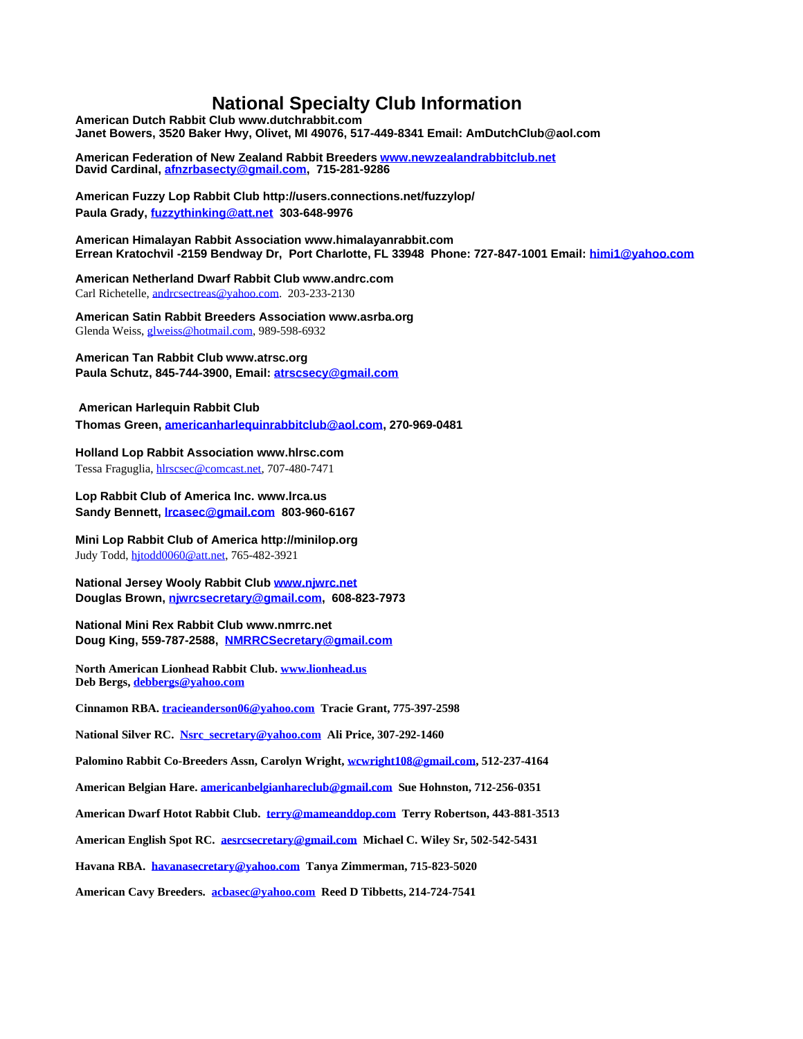# National Specialty Club Information

**American Dutch Rabbit Club www.dutchrabbit.com**
**Janet Bowers, 3520 Baker Hwy, Olivet, MI 49076, 517-449-8341 Email: AmDutchClub@aol.com**

**American Federation of New Zealand Rabbit Breeders www.newzealandrabbitclub.net**
**David Cardinal, afnzrbasecty@gmail.com, 715-281-9286**

**American Fuzzy Lop Rabbit Club http://users.connections.net/fuzzylop/**
**Paula Grady, fuzzythinking@att.net 303-648-9976**

**American Himalayan Rabbit Association www.himalayanrabbit.com**
**Errean Kratochvil -2159 Bendway Dr, Port Charlotte, FL 33948 Phone: 727-847-1001 Email: himi1@yahoo.com**

**American Netherland Dwarf Rabbit Club www.andrc.com**
Carl Richetelle, andrcsectreas@yahoo.com. 203-233-2130

**American Satin Rabbit Breeders Association www.asrba.org**
Glenda Weiss, glweiss@hotmail.com, 989-598-6932

**American Tan Rabbit Club www.atrsc.org**
**Paula Schutz, 845-744-3900, Email: atrscsecy@gmail.com**

**American Harlequin Rabbit Club**
**Thomas Green, americanharlequinrabbitclub@aol.com, 270-969-0481**

**Holland Lop Rabbit Association www.hlrsc.com**
Tessa Fraguglia, hlrscsec@comcast.net, 707-480-7471

**Lop Rabbit Club of America Inc. www.lrca.us**
**Sandy Bennett, lrcasec@gmail.com 803-960-6167**

**Mini Lop Rabbit Club of America http://minilop.org**
Judy Todd, hjtodd0060@att.net, 765-482-3921

**National Jersey Wooly Rabbit Club www.njwrc.net**
**Douglas Brown, njwrcsecretary@gmail.com, 608-823-7973**

**National Mini Rex Rabbit Club www.nmrrc.net**
**Doug King, 559-787-2588, NMRRCSecretary@gmail.com**

**North American Lionhead Rabbit Club. www.lionhead.us**
**Deb Bergs, debbergs@yahoo.com**

**Cinnamon RBA. tracieanderson06@yahoo.com Tracie Grant, 775-397-2598**

**National Silver RC. Nsrc_secretary@yahoo.com Ali Price, 307-292-1460**

**Palomino Rabbit Co-Breeders Assn, Carolyn Wright, wcwright108@gmail.com, 512-237-4164**

**American Belgian Hare. americanbelgianhareclub@gmail.com Sue Hohnston, 712-256-0351**

**American Dwarf Hotot Rabbit Club. terry@mameanddop.com Terry Robertson, 443-881-3513**

**American English Spot RC. aesrcsecretary@gmail.com Michael C. Wiley Sr, 502-542-5431**

**Havana RBA. havanasecretary@yahoo.com Tanya Zimmerman, 715-823-5020**

**American Cavy Breeders. acbasec@yahoo.com Reed D Tibbetts, 214-724-7541**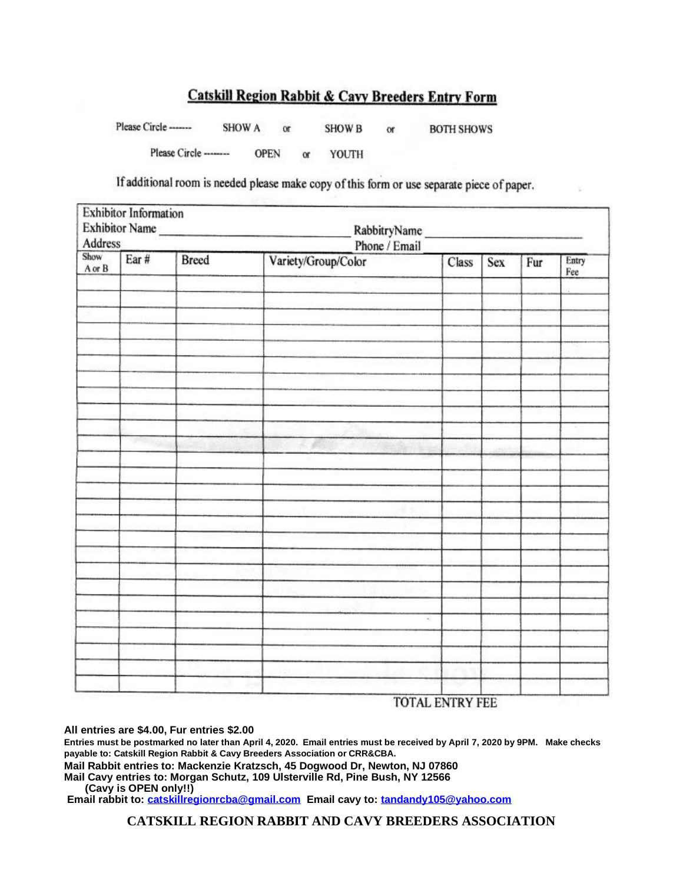# Catskill Region Rabbit & Cavy Breeders Entry Form

Please Circle ------- SHOW A or SHOW B or BOTH SHOWS

Please Circle -------- OPEN or YOUTH

If additional room is needed please make copy of this form or use separate piece of paper.

Exhibitor Information

Exhibitor Name ______________________ RabbitryName ______________________

Address ______________________ Phone / Email ______________________

| Show A or B | Ear # | Breed | Variety/Group/Color | Class | Sex | Fur | Entry Fee |
|---|---|---|---|---|---|---|---|
| | | | | | | | |
| | | | | | | | |
| | | | | | | | |
| | | | | | | | |
| | | | | | | | |
| | | | | | | | |
| | | | | | | | |
| | | | | | | | |
| | | | | | | | |
| | | | | | | | |
| | | | | | | | |
| | | | | | | | |
| | | | | | | | |
| | | | | | | | |
| | | | | | | | |
| | | | | | | | |
| | | | | | | | |
| | | | | | | | |
| | | | | | | | |
| | | | | | | | |
| | | | | | | | |
| | | | | | | | |
| | | | | | | | |
| | | | | | | | |
| | | | | | | | |

TOTAL ENTRY FEE

**All entries are $4.00, Fur entries $2.00**

**Entries must be postmarked no later than April 4, 2020. Email entries must be received by April 7, 2020 by 9PM. Make checks payable to: Catskill Region Rabbit & Cavy Breeders Association or CRR&CBA.**

**Mail Rabbit entries to: Mackenzie Kratzsch, 45 Dogwood Dr, Newton, NJ 07860**

**Mail Cavy entries to: Morgan Schutz, 109 Ulsterville Rd, Pine Bush, NY 12566**

**(Cavy is OPEN only!!)**

**Email rabbit to: catskillregionrcba@gmail.com Email cavy to: tandandy105@yahoo.com**

**CATSKILL REGION RABBIT AND CAVY BREEDERS ASSOCIATION**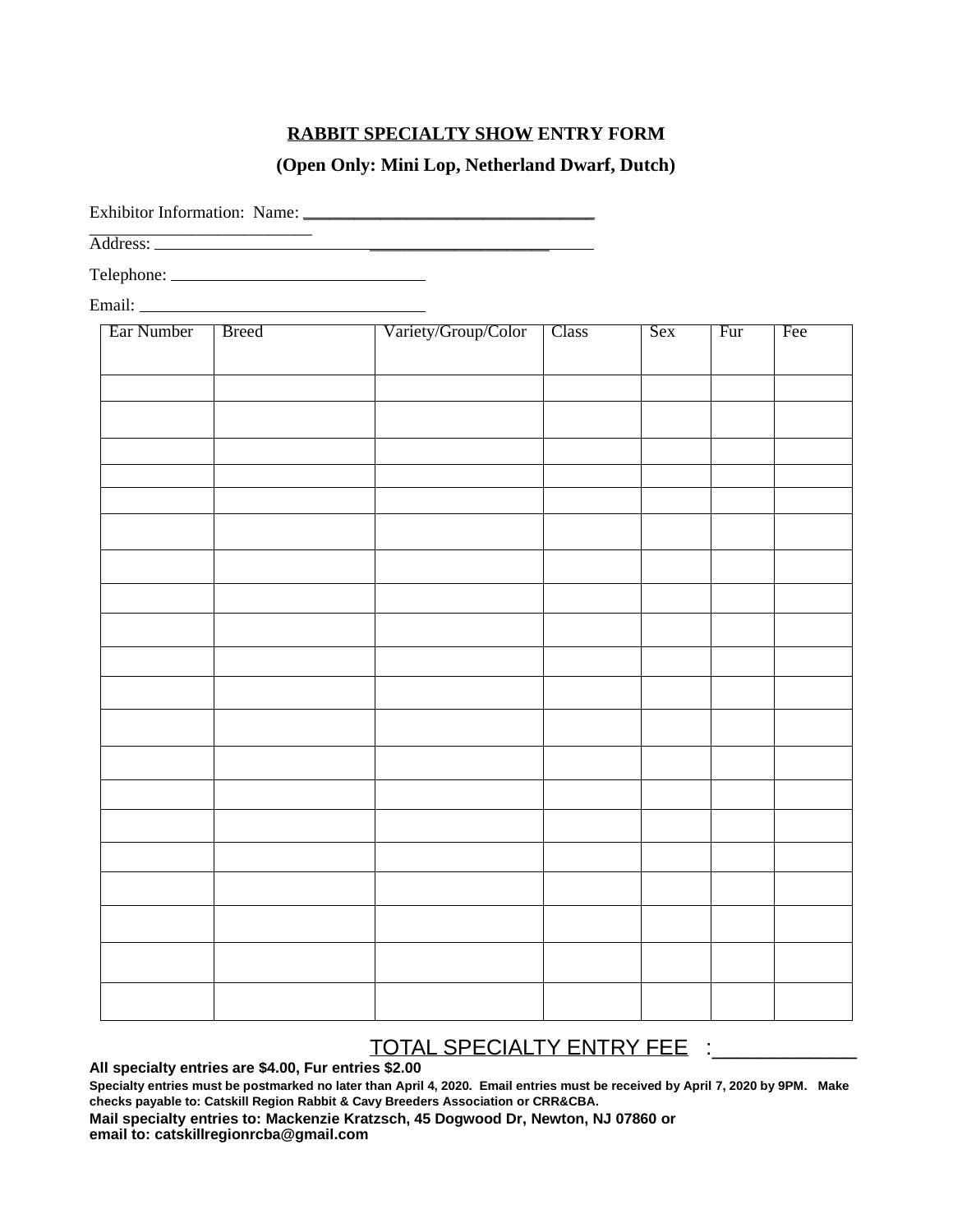# **RABBIT SPECIALTY SHOW ENTRY FORM**

**(Open Only: Mini Lop, Netherland Dwarf, Dutch)**

Exhibitor Information: Name: ___________________________________

Address: ___________________________________________________

Telephone: ______________________________

Email: _________________________________

| Ear Number | Breed | Variety/Group/Color | Class | Sex | Fur | Fee |
|---|---|---|---|---|---|---|
| | | | | | | |
| | | | | | | |
| | | | | | | |
| | | | | | | |
| | | | | | | |
| | | | | | | |
| | | | | | | |
| | | | | | | |
| | | | | | | |
| | | | | | | |
| | | | | | | |
| | | | | | | |
| | | | | | | |
| | | | | | | |
| | | | | | | |
| | | | | | | |
| | | | | | | |
| | | | | | | |
| | | | | | | |
| | | | | | | |

TOTAL SPECIALTY ENTRY FEE :____________

**All specialty entries are $4.00, Fur entries $2.00**

**Specialty entries must be postmarked no later than April 4, 2020. Email entries must be received by April 7, 2020 by 9PM. Make checks payable to: Catskill Region Rabbit & Cavy Breeders Association or CRR&CBA.**

**Mail specialty entries to: Mackenzie Kratzsch, 45 Dogwood Dr, Newton, NJ 07860 or email to: catskillregionrcba@gmail.com**